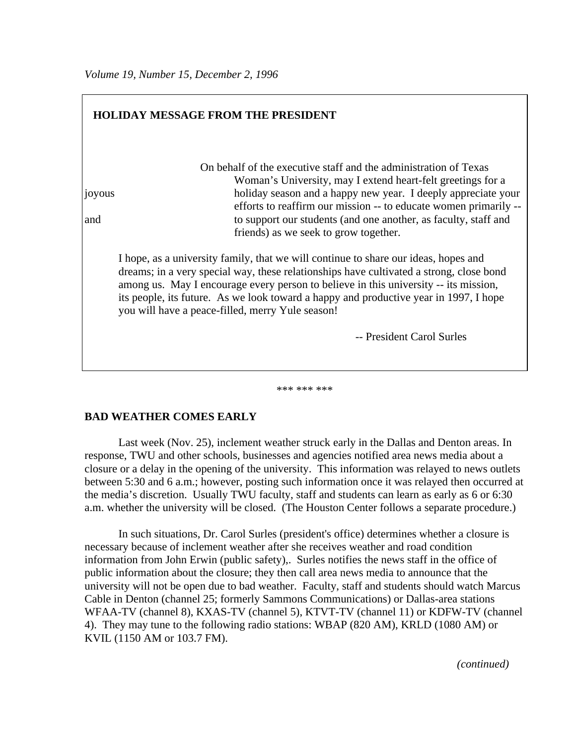*Volume 19, Number 15, December 2, 1996*

## HOLIDAY MESSAGE FROM THE PRESIDENT

On behalf of the executive staff and the administration of Texas Woman's University, may I extend heart-felt greetings for a joyous holiday season and a happy new year. I deeply appreciate your efforts to reaffirm our mission -- to educate women primarily -- and to support our students (and one another, as faculty, staff and friends) as we seek to grow together.

I hope, as a university family, that we will continue to share our ideas, hopes and dreams; in a very special way, these relationships have cultivated a strong, close bond among us. May I encourage every person to believe in this university -- its mission, its people, its future. As we look toward a happy and productive year in 1997, I hope you will have a peace-filled, merry Yule season!

-- President Carol Surles

*** *** ***

## BAD WEATHER COMES EARLY

Last week (Nov. 25), inclement weather struck early in the Dallas and Denton areas. In response, TWU and other schools, businesses and agencies notified area news media about a closure or a delay in the opening of the university. This information was relayed to news outlets between 5:30 and 6 a.m.; however, posting such information once it was relayed then occurred at the media's discretion. Usually TWU faculty, staff and students can learn as early as 6 or 6:30 a.m. whether the university will be closed. (The Houston Center follows a separate procedure.)

In such situations, Dr. Carol Surles (president's office) determines whether a closure is necessary because of inclement weather after she receives weather and road condition information from John Erwin (public safety),. Surles notifies the news staff in the office of public information about the closure; they then call area news media to announce that the university will not be open due to bad weather. Faculty, staff and students should watch Marcus Cable in Denton (channel 25; formerly Sammons Communications) or Dallas-area stations WFAA-TV (channel 8), KXAS-TV (channel 5), KTVT-TV (channel 11) or KDFW-TV (channel 4). They may tune to the following radio stations: WBAP (820 AM), KRLD (1080 AM) or KVIL (1150 AM or 103.7 FM).

*(continued)*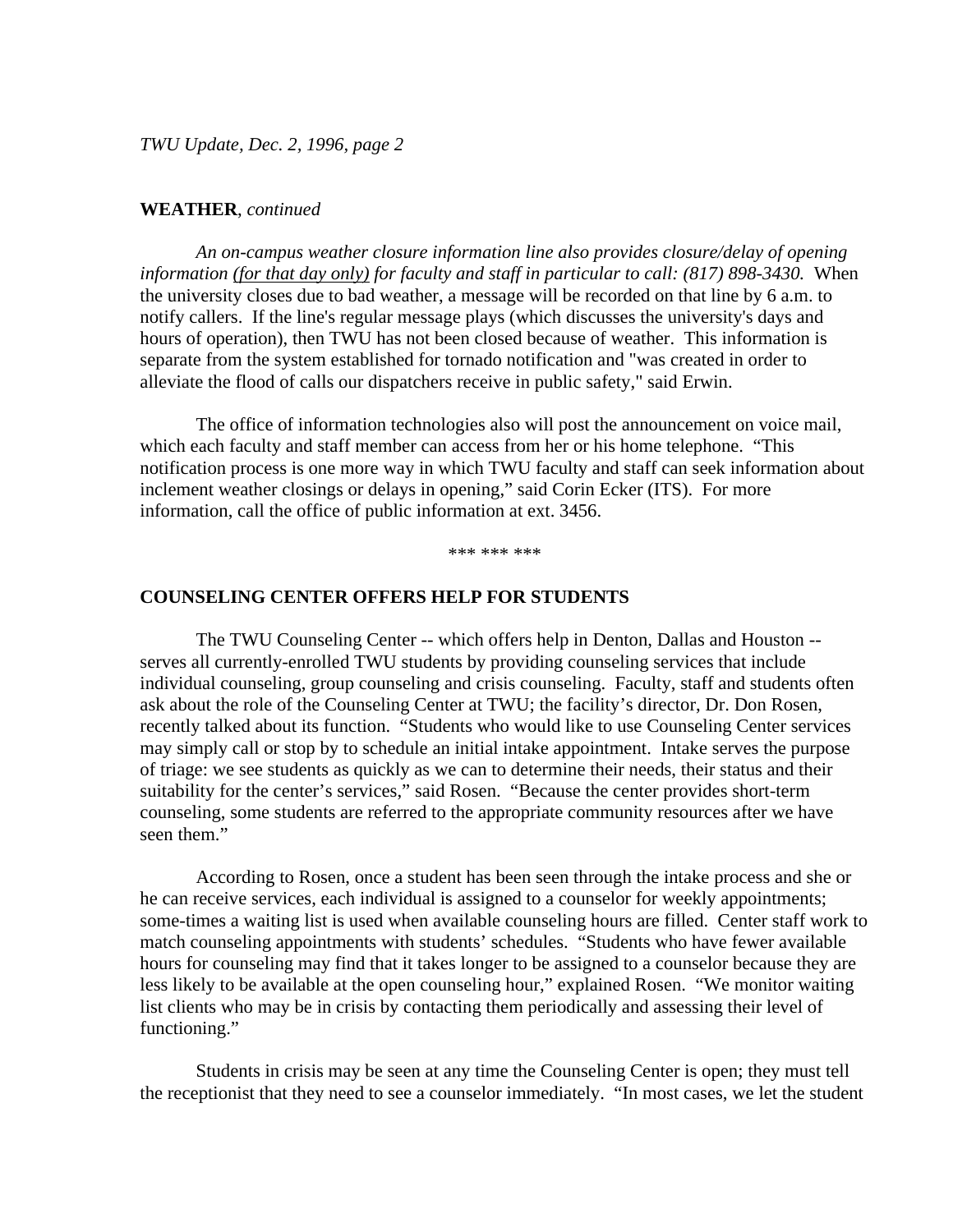**WEATHER**, *continued*

*An on-campus weather closure information line also provides closure/delay of opening information <u>(for that day only)</u> for faculty and staff in particular to call: (817) 898-3430.* When the university closes due to bad weather, a message will be recorded on that line by 6 a.m. to notify callers. If the line's regular message plays (which discusses the university's days and hours of operation), then TWU has not been closed because of weather. This information is separate from the system established for tornado notification and "was created in order to alleviate the flood of calls our dispatchers receive in public safety," said Erwin.

The office of information technologies also will post the announcement on voice mail, which each faculty and staff member can access from her or his home telephone. "This notification process is one more way in which TWU faculty and staff can seek information about inclement weather closings or delays in opening," said Corin Ecker (ITS). For more information, call the office of public information at ext. 3456.

*** *** ***

**COUNSELING CENTER OFFERS HELP FOR STUDENTS**

The TWU Counseling Center -- which offers help in Denton, Dallas and Houston -- serves all currently-enrolled TWU students by providing counseling services that include individual counseling, group counseling and crisis counseling. Faculty, staff and students often ask about the role of the Counseling Center at TWU; the facility's director, Dr. Don Rosen, recently talked about its function. "Students who would like to use Counseling Center services may simply call or stop by to schedule an initial intake appointment. Intake serves the purpose of triage: we see students as quickly as we can to determine their needs, their status and their suitability for the center's services," said Rosen. "Because the center provides short-term counseling, some students are referred to the appropriate community resources after we have seen them."

According to Rosen, once a student has been seen through the intake process and she or he can receive services, each individual is assigned to a counselor for weekly appointments; some-times a waiting list is used when available counseling hours are filled. Center staff work to match counseling appointments with students' schedules. "Students who have fewer available hours for counseling may find that it takes longer to be assigned to a counselor because they are less likely to be available at the open counseling hour," explained Rosen. "We monitor waiting list clients who may be in crisis by contacting them periodically and assessing their level of functioning."

Students in crisis may be seen at any time the Counseling Center is open; they must tell the receptionist that they need to see a counselor immediately. "In most cases, we let the student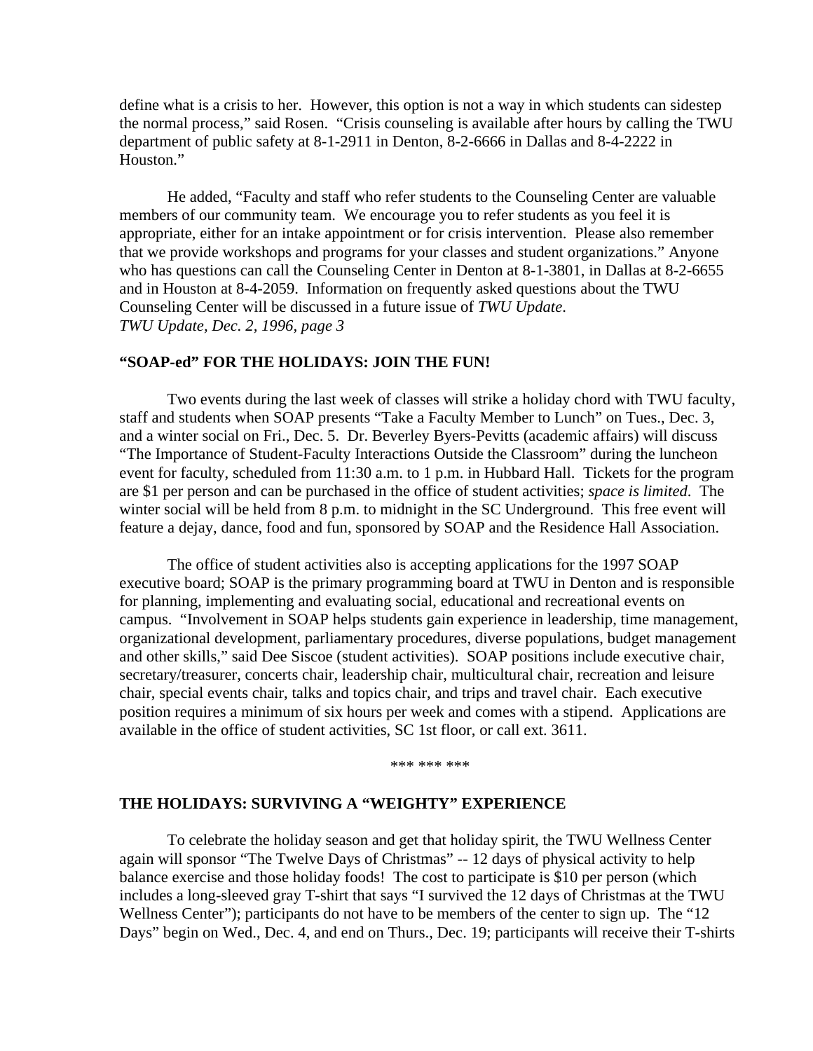define what is a crisis to her. However, this option is not a way in which students can sidestep the normal process," said Rosen. "Crisis counseling is available after hours by calling the TWU department of public safety at 8-1-2911 in Denton, 8-2-6666 in Dallas and 8-4-2222 in Houston."

He added, "Faculty and staff who refer students to the Counseling Center are valuable members of our community team. We encourage you to refer students as you feel it is appropriate, either for an intake appointment or for crisis intervention. Please also remember that we provide workshops and programs for your classes and student organizations." Anyone who has questions can call the Counseling Center in Denton at 8-1-3801, in Dallas at 8-2-6655 and in Houston at 8-4-2059. Information on frequently asked questions about the TWU Counseling Center will be discussed in a future issue of *TWU Update*.
*TWU Update, Dec. 2, 1996, page 3*

**"SOAP-ed" FOR THE HOLIDAYS: JOIN THE FUN!**

Two events during the last week of classes will strike a holiday chord with TWU faculty, staff and students when SOAP presents "Take a Faculty Member to Lunch" on Tues., Dec. 3, and a winter social on Fri., Dec. 5. Dr. Beverley Byers-Pevitts (academic affairs) will discuss "The Importance of Student-Faculty Interactions Outside the Classroom" during the luncheon event for faculty, scheduled from 11:30 a.m. to 1 p.m. in Hubbard Hall. Tickets for the program are $1 per person and can be purchased in the office of student activities; *space is limited*. The winter social will be held from 8 p.m. to midnight in the SC Underground. This free event will feature a dejay, dance, food and fun, sponsored by SOAP and the Residence Hall Association.

The office of student activities also is accepting applications for the 1997 SOAP executive board; SOAP is the primary programming board at TWU in Denton and is responsible for planning, implementing and evaluating social, educational and recreational events on campus. "Involvement in SOAP helps students gain experience in leadership, time management, organizational development, parliamentary procedures, diverse populations, budget management and other skills," said Dee Siscoe (student activities). SOAP positions include executive chair, secretary/treasurer, concerts chair, leadership chair, multicultural chair, recreation and leisure chair, special events chair, talks and topics chair, and trips and travel chair. Each executive position requires a minimum of six hours per week and comes with a stipend. Applications are available in the office of student activities, SC 1st floor, or call ext. 3611.

*** *** ***

**THE HOLIDAYS: SURVIVING A "WEIGHTY" EXPERIENCE**

To celebrate the holiday season and get that holiday spirit, the TWU Wellness Center again will sponsor "The Twelve Days of Christmas" -- 12 days of physical activity to help balance exercise and those holiday foods! The cost to participate is $10 per person (which includes a long-sleeved gray T-shirt that says "I survived the 12 days of Christmas at the TWU Wellness Center"); participants do not have to be members of the center to sign up. The "12 Days" begin on Wed., Dec. 4, and end on Thurs., Dec. 19; participants will receive their T-shirts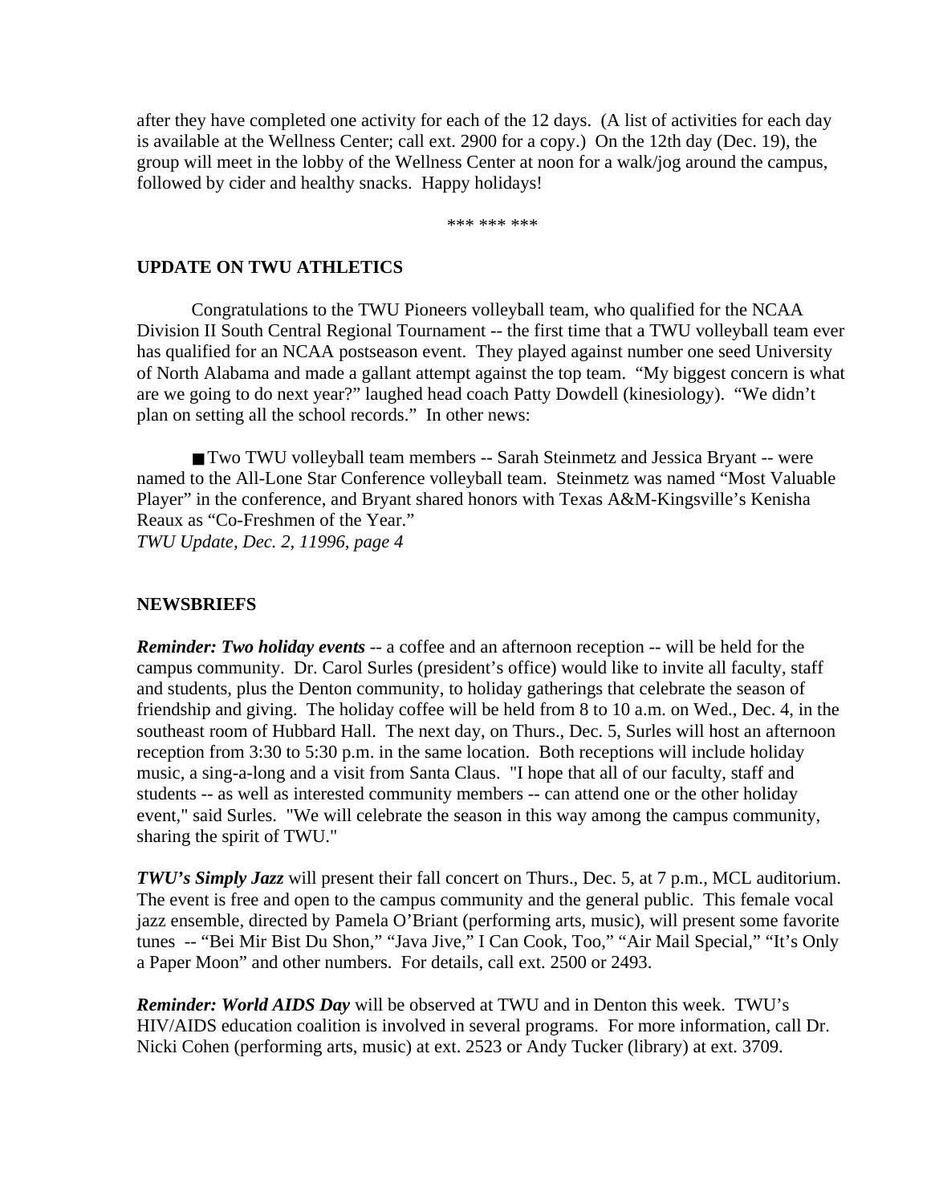after they have completed one activity for each of the 12 days. (A list of activities for each day is available at the Wellness Center; call ext. 2900 for a copy.) On the 12th day (Dec. 19), the group will meet in the lobby of the Wellness Center at noon for a walk/jog around the campus, followed by cider and healthy snacks. Happy holidays!

*** *** ***

**UPDATE ON TWU ATHLETICS**

Congratulations to the TWU Pioneers volleyball team, who qualified for the NCAA Division II South Central Regional Tournament -- the first time that a TWU volleyball team ever has qualified for an NCAA postseason event. They played against number one seed University of North Alabama and made a gallant attempt against the top team. "My biggest concern is what are we going to do next year?" laughed head coach Patty Dowdell (kinesiology). "We didn't plan on setting all the school records." In other news:

■ Two TWU volleyball team members -- Sarah Steinmetz and Jessica Bryant -- were named to the All-Lone Star Conference volleyball team. Steinmetz was named "Most Valuable Player" in the conference, and Bryant shared honors with Texas A&M-Kingsville's Kenisha Reaux as "Co-Freshmen of the Year."

*TWU Update, Dec. 2, 11996, page 4*

**NEWSBRIEFS**

***Reminder: Two holiday events*** -- a coffee and an afternoon reception -- will be held for the campus community. Dr. Carol Surles (president's office) would like to invite all faculty, staff and students, plus the Denton community, to holiday gatherings that celebrate the season of friendship and giving. The holiday coffee will be held from 8 to 10 a.m. on Wed., Dec. 4, in the southeast room of Hubbard Hall. The next day, on Thurs., Dec. 5, Surles will host an afternoon reception from 3:30 to 5:30 p.m. in the same location. Both receptions will include holiday music, a sing-a-long and a visit from Santa Claus. "I hope that all of our faculty, staff and students -- as well as interested community members -- can attend one or the other holiday event," said Surles. "We will celebrate the season in this way among the campus community, sharing the spirit of TWU."

***TWU's Simply Jazz*** will present their fall concert on Thurs., Dec. 5, at 7 p.m., MCL auditorium. The event is free and open to the campus community and the general public. This female vocal jazz ensemble, directed by Pamela O'Briant (performing arts, music), will present some favorite tunes -- "Bei Mir Bist Du Shon," "Java Jive," I Can Cook, Too," "Air Mail Special," "It's Only a Paper Moon" and other numbers. For details, call ext. 2500 or 2493.

***Reminder: World AIDS Day*** will be observed at TWU and in Denton this week. TWU's HIV/AIDS education coalition is involved in several programs. For more information, call Dr. Nicki Cohen (performing arts, music) at ext. 2523 or Andy Tucker (library) at ext. 3709.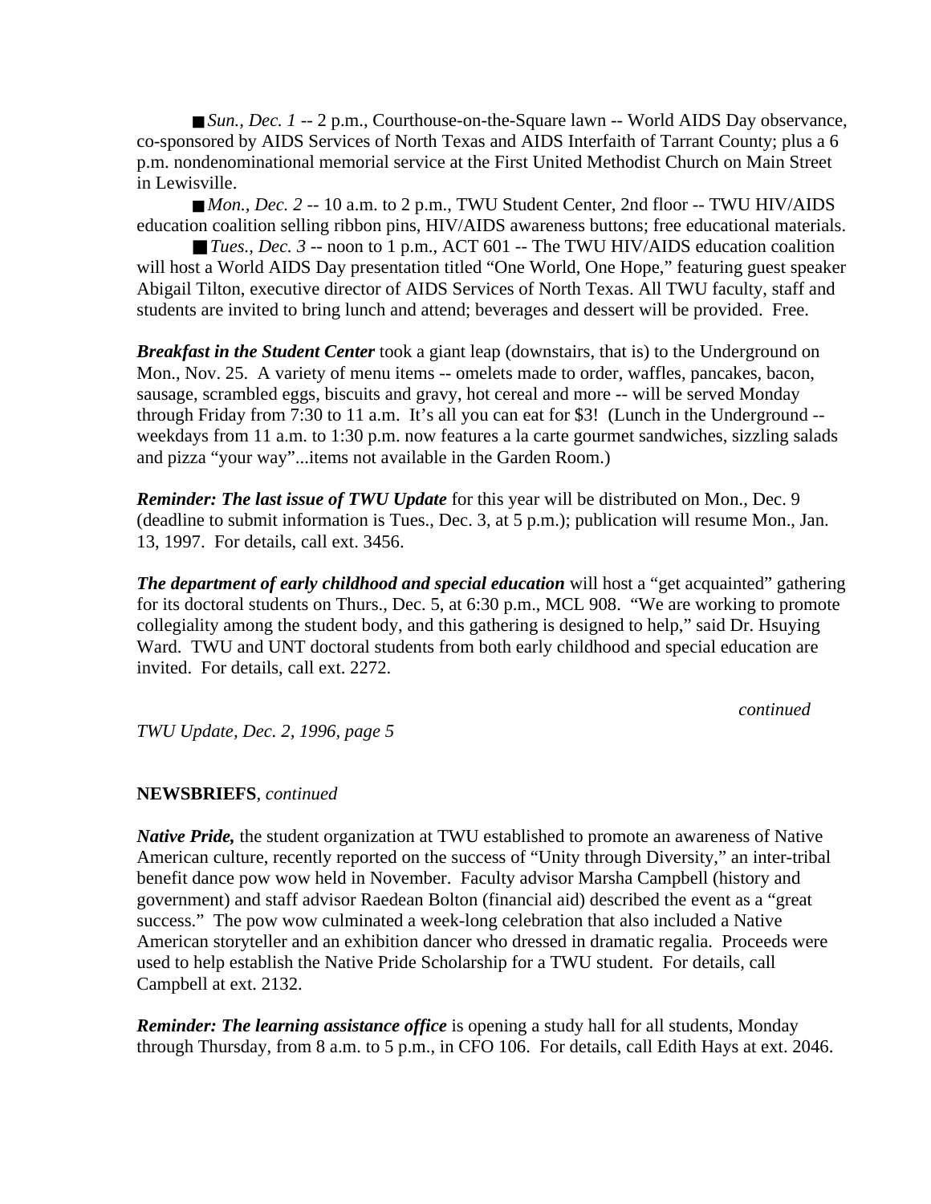■ *Sun., Dec. 1* -- 2 p.m., Courthouse-on-the-Square lawn -- World AIDS Day observance, co-sponsored by AIDS Services of North Texas and AIDS Interfaith of Tarrant County; plus a 6 p.m. nondenominational memorial service at the First United Methodist Church on Main Street in Lewisville.

■ *Mon., Dec. 2* -- 10 a.m. to 2 p.m., TWU Student Center, 2nd floor -- TWU HIV/AIDS education coalition selling ribbon pins, HIV/AIDS awareness buttons; free educational materials.

■ *Tues., Dec. 3* -- noon to 1 p.m., ACT 601 -- The TWU HIV/AIDS education coalition will host a World AIDS Day presentation titled "One World, One Hope," featuring guest speaker Abigail Tilton, executive director of AIDS Services of North Texas. All TWU faculty, staff and students are invited to bring lunch and attend; beverages and dessert will be provided. Free.

***Breakfast in the Student Center*** took a giant leap (downstairs, that is) to the Underground on Mon., Nov. 25. A variety of menu items -- omelets made to order, waffles, pancakes, bacon, sausage, scrambled eggs, biscuits and gravy, hot cereal and more -- will be served Monday through Friday from 7:30 to 11 a.m. It's all you can eat for $3! (Lunch in the Underground -- weekdays from 11 a.m. to 1:30 p.m. now features a la carte gourmet sandwiches, sizzling salads and pizza "your way"...items not available in the Garden Room.)

***Reminder: The last issue of TWU Update*** for this year will be distributed on Mon., Dec. 9 (deadline to submit information is Tues., Dec. 3, at 5 p.m.); publication will resume Mon., Jan. 13, 1997. For details, call ext. 3456.

***The department of early childhood and special education*** will host a "get acquainted" gathering for its doctoral students on Thurs., Dec. 5, at 6:30 p.m., MCL 908. "We are working to promote collegiality among the student body, and this gathering is designed to help," said Dr. Hsuying Ward. TWU and UNT doctoral students from both early childhood and special education are invited. For details, call ext. 2272.

*continued*

**NEWSBRIEFS**, *continued*

***Native Pride,*** the student organization at TWU established to promote an awareness of Native American culture, recently reported on the success of "Unity through Diversity," an inter-tribal benefit dance pow wow held in November. Faculty advisor Marsha Campbell (history and government) and staff advisor Raedean Bolton (financial aid) described the event as a "great success." The pow wow culminated a week-long celebration that also included a Native American storyteller and an exhibition dancer who dressed in dramatic regalia. Proceeds were used to help establish the Native Pride Scholarship for a TWU student. For details, call Campbell at ext. 2132.

***Reminder: The learning assistance office*** is opening a study hall for all students, Monday through Thursday, from 8 a.m. to 5 p.m., in CFO 106. For details, call Edith Hays at ext. 2046.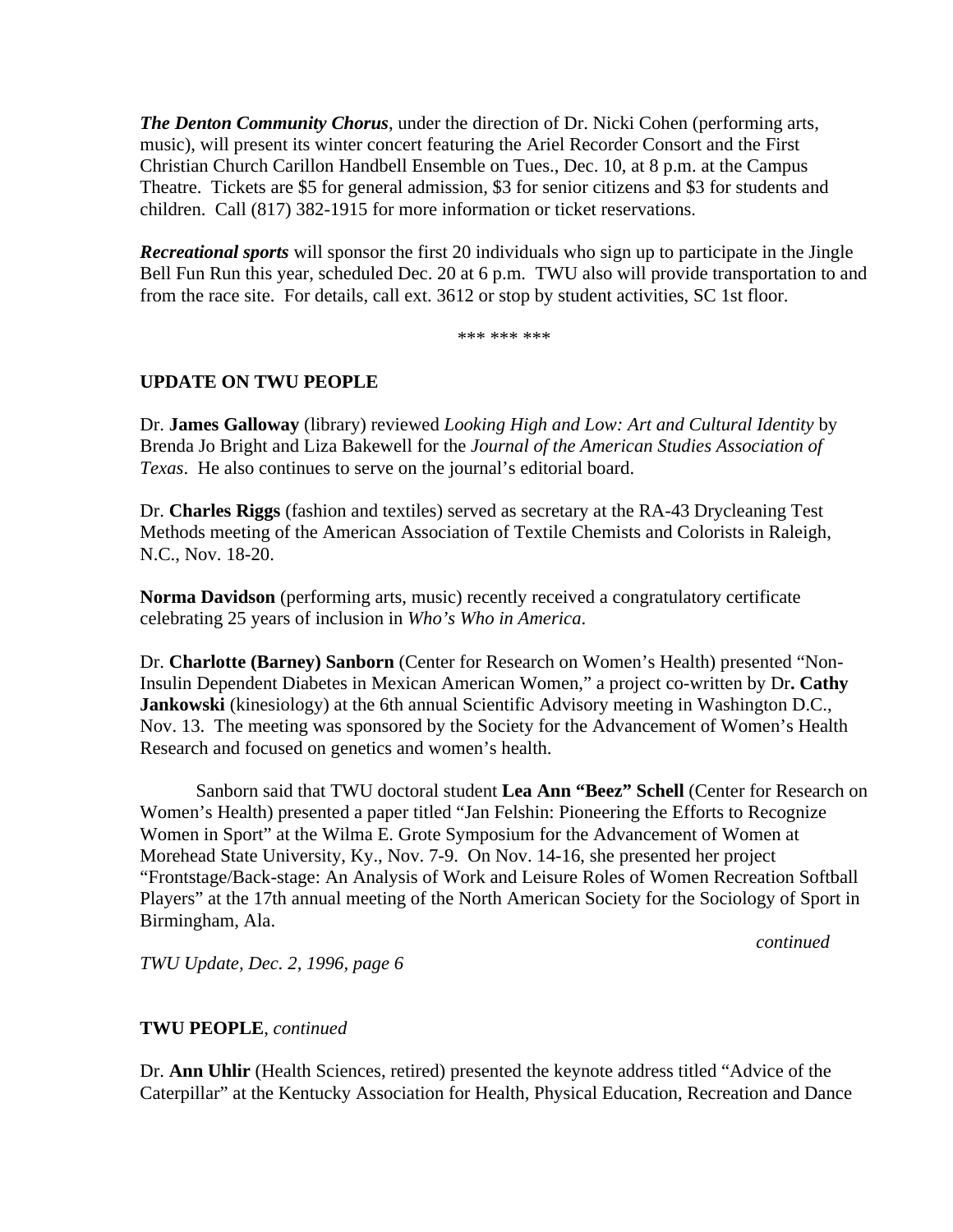***The Denton Community Chorus***, under the direction of Dr. Nicki Cohen (performing arts, music), will present its winter concert featuring the Ariel Recorder Consort and the First Christian Church Carillon Handbell Ensemble on Tues., Dec. 10, at 8 p.m. at the Campus Theatre. Tickets are $5 for general admission, $3 for senior citizens and $3 for students and children. Call (817) 382-1915 for more information or ticket reservations.

***Recreational sports*** will sponsor the first 20 individuals who sign up to participate in the Jingle Bell Fun Run this year, scheduled Dec. 20 at 6 p.m. TWU also will provide transportation to and from the race site. For details, call ext. 3612 or stop by student activities, SC 1st floor.

*** *** ***

**UPDATE ON TWU PEOPLE**

Dr. **James Galloway** (library) reviewed *Looking High and Low: Art and Cultural Identity* by Brenda Jo Bright and Liza Bakewell for the *Journal of the American Studies Association of Texas*. He also continues to serve on the journal's editorial board.

Dr. **Charles Riggs** (fashion and textiles) served as secretary at the RA-43 Drycleaning Test Methods meeting of the American Association of Textile Chemists and Colorists in Raleigh, N.C., Nov. 18-20.

**Norma Davidson** (performing arts, music) recently received a congratulatory certificate celebrating 25 years of inclusion in *Who's Who in America*.

Dr. **Charlotte (Barney) Sanborn** (Center for Research on Women's Health) presented "Non-Insulin Dependent Diabetes in Mexican American Women," a project co-written by Dr**. Cathy Jankowski** (kinesiology) at the 6th annual Scientific Advisory meeting in Washington D.C., Nov. 13. The meeting was sponsored by the Society for the Advancement of Women's Health Research and focused on genetics and women's health.

Sanborn said that TWU doctoral student **Lea Ann "Beez" Schell** (Center for Research on Women's Health) presented a paper titled "Jan Felshin: Pioneering the Efforts to Recognize Women in Sport" at the Wilma E. Grote Symposium for the Advancement of Women at Morehead State University, Ky., Nov. 7-9. On Nov. 14-16, she presented her project "Frontstage/Back-stage: An Analysis of Work and Leisure Roles of Women Recreation Softball Players" at the 17th annual meeting of the North American Society for the Sociology of Sport in Birmingham, Ala.

*continued*

**TWU PEOPLE**, *continued*

Dr. **Ann Uhlir** (Health Sciences, retired) presented the keynote address titled "Advice of the Caterpillar" at the Kentucky Association for Health, Physical Education, Recreation and Dance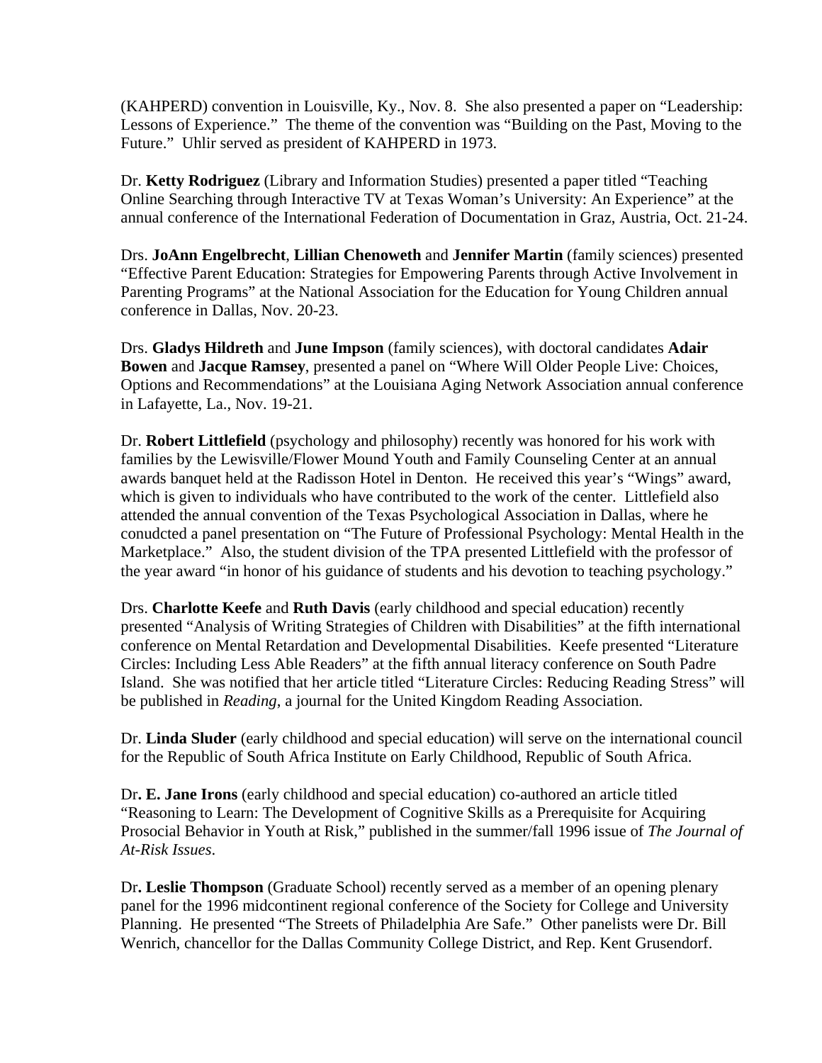(KAHPERD) convention in Louisville, Ky., Nov. 8. She also presented a paper on "Leadership: Lessons of Experience." The theme of the convention was "Building on the Past, Moving to the Future." Uhlir served as president of KAHPERD in 1973.

Dr. **Ketty Rodriguez** (Library and Information Studies) presented a paper titled "Teaching Online Searching through Interactive TV at Texas Woman's University: An Experience" at the annual conference of the International Federation of Documentation in Graz, Austria, Oct. 21-24.

Drs. **JoAnn Engelbrecht**, **Lillian Chenoweth** and **Jennifer Martin** (family sciences) presented "Effective Parent Education: Strategies for Empowering Parents through Active Involvement in Parenting Programs" at the National Association for the Education for Young Children annual conference in Dallas, Nov. 20-23.

Drs. **Gladys Hildreth** and **June Impson** (family sciences), with doctoral candidates **Adair Bowen** and **Jacque Ramsey**, presented a panel on "Where Will Older People Live: Choices, Options and Recommendations" at the Louisiana Aging Network Association annual conference in Lafayette, La., Nov. 19-21.

Dr. **Robert Littlefield** (psychology and philosophy) recently was honored for his work with families by the Lewisville/Flower Mound Youth and Family Counseling Center at an annual awards banquet held at the Radisson Hotel in Denton. He received this year's "Wings" award, which is given to individuals who have contributed to the work of the center. Littlefield also attended the annual convention of the Texas Psychological Association in Dallas, where he conudcted a panel presentation on "The Future of Professional Psychology: Mental Health in the Marketplace." Also, the student division of the TPA presented Littlefield with the professor of the year award "in honor of his guidance of students and his devotion to teaching psychology."

Drs. **Charlotte Keefe** and **Ruth Davis** (early childhood and special education) recently presented "Analysis of Writing Strategies of Children with Disabilities" at the fifth international conference on Mental Retardation and Developmental Disabilities. Keefe presented "Literature Circles: Including Less Able Readers" at the fifth annual literacy conference on South Padre Island. She was notified that her article titled "Literature Circles: Reducing Reading Stress" will be published in *Reading*, a journal for the United Kingdom Reading Association.

Dr. **Linda Sluder** (early childhood and special education) will serve on the international council for the Republic of South Africa Institute on Early Childhood, Republic of South Africa.

Dr**. E. Jane Irons** (early childhood and special education) co-authored an article titled "Reasoning to Learn: The Development of Cognitive Skills as a Prerequisite for Acquiring Prosocial Behavior in Youth at Risk," published in the summer/fall 1996 issue of *The Journal of At-Risk Issues*.

Dr**. Leslie Thompson** (Graduate School) recently served as a member of an opening plenary panel for the 1996 midcontinent regional conference of the Society for College and University Planning. He presented "The Streets of Philadelphia Are Safe." Other panelists were Dr. Bill Wenrich, chancellor for the Dallas Community College District, and Rep. Kent Grusendorf.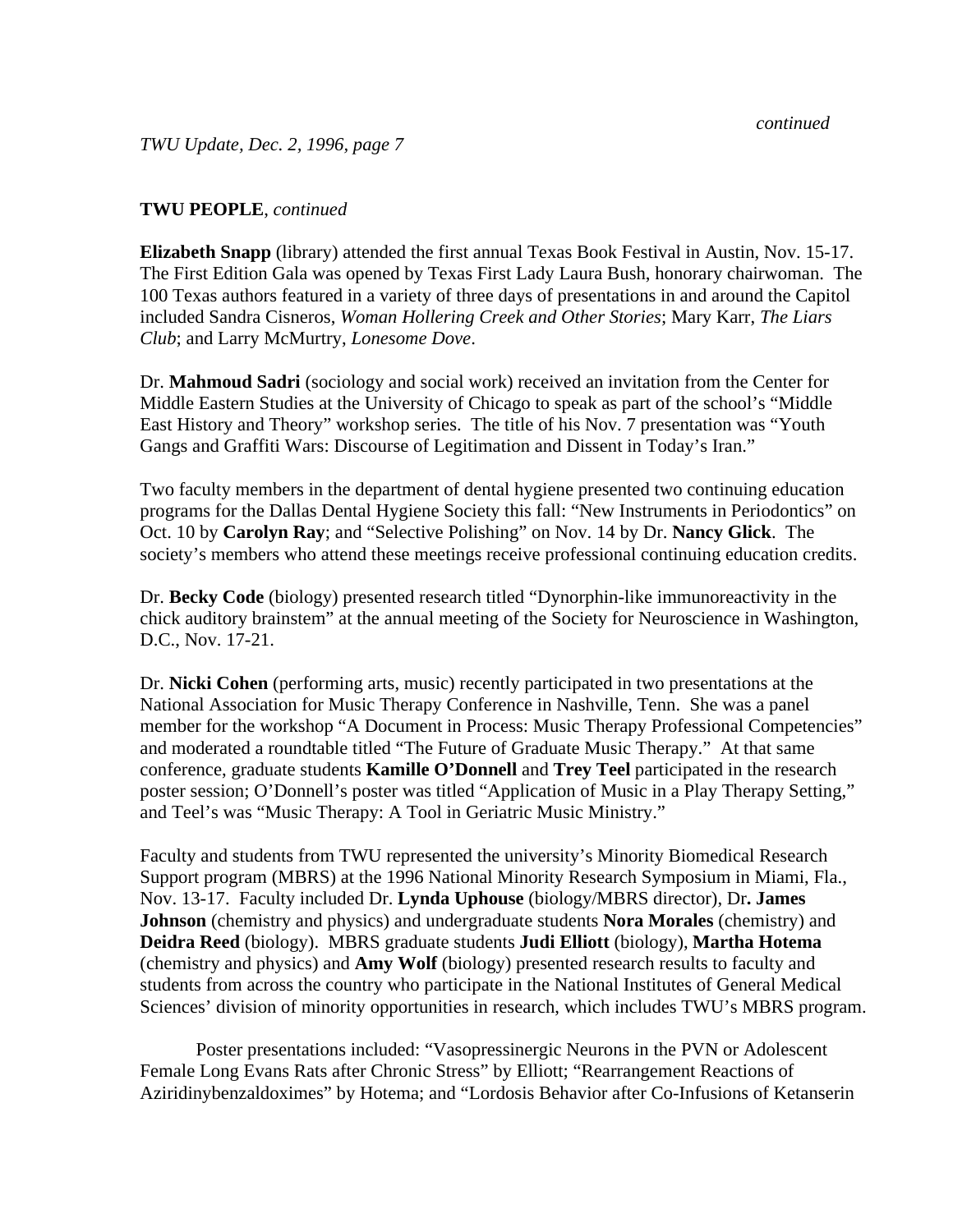*continued*

*TWU Update, Dec. 2, 1996, page 7*

**TWU PEOPLE**, *continued*

**Elizabeth Snapp** (library) attended the first annual Texas Book Festival in Austin, Nov. 15-17. The First Edition Gala was opened by Texas First Lady Laura Bush, honorary chairwoman. The 100 Texas authors featured in a variety of three days of presentations in and around the Capitol included Sandra Cisneros, *Woman Hollering Creek and Other Stories*; Mary Karr, *The Liars Club*; and Larry McMurtry, *Lonesome Dove*.

Dr. **Mahmoud Sadri** (sociology and social work) received an invitation from the Center for Middle Eastern Studies at the University of Chicago to speak as part of the school's "Middle East History and Theory" workshop series. The title of his Nov. 7 presentation was "Youth Gangs and Graffiti Wars: Discourse of Legitimation and Dissent in Today's Iran."

Two faculty members in the department of dental hygiene presented two continuing education programs for the Dallas Dental Hygiene Society this fall: "New Instruments in Periodontics" on Oct. 10 by **Carolyn Ray**; and "Selective Polishing" on Nov. 14 by Dr. **Nancy Glick**. The society's members who attend these meetings receive professional continuing education credits.

Dr. **Becky Code** (biology) presented research titled "Dynorphin-like immunoreactivity in the chick auditory brainstem" at the annual meeting of the Society for Neuroscience in Washington, D.C., Nov. 17-21.

Dr. **Nicki Cohen** (performing arts, music) recently participated in two presentations at the National Association for Music Therapy Conference in Nashville, Tenn. She was a panel member for the workshop "A Document in Process: Music Therapy Professional Competencies" and moderated a roundtable titled "The Future of Graduate Music Therapy." At that same conference, graduate students **Kamille O'Donnell** and **Trey Teel** participated in the research poster session; O'Donnell's poster was titled "Application of Music in a Play Therapy Setting," and Teel's was "Music Therapy: A Tool in Geriatric Music Ministry."

Faculty and students from TWU represented the university's Minority Biomedical Research Support program (MBRS) at the 1996 National Minority Research Symposium in Miami, Fla., Nov. 13-17. Faculty included Dr. **Lynda Uphouse** (biology/MBRS director), Dr**. James Johnson** (chemistry and physics) and undergraduate students **Nora Morales** (chemistry) and **Deidra Reed** (biology). MBRS graduate students **Judi Elliott** (biology), **Martha Hotema** (chemistry and physics) and **Amy Wolf** (biology) presented research results to faculty and students from across the country who participate in the National Institutes of General Medical Sciences' division of minority opportunities in research, which includes TWU's MBRS program.

Poster presentations included: "Vasopressinergic Neurons in the PVN or Adolescent Female Long Evans Rats after Chronic Stress" by Elliott; "Rearrangement Reactions of Aziridinybenzaldoximes" by Hotema; and "Lordosis Behavior after Co-Infusions of Ketanserin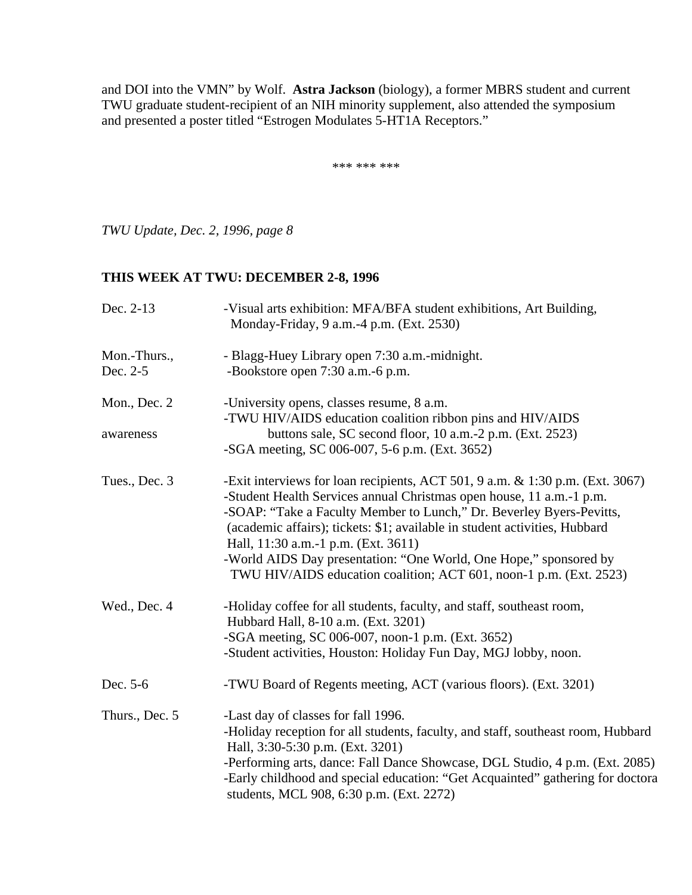and DOI into the VMN" by Wolf. **Astra Jackson** (biology), a former MBRS student and current TWU graduate student-recipient of an NIH minority supplement, also attended the symposium and presented a poster titled "Estrogen Modulates 5-HT1A Receptors."

*** *** ***

*TWU Update, Dec. 2, 1996, page 8*

**THIS WEEK AT TWU: DECEMBER 2-8, 1996**

Dec. 2-13
-Visual arts exhibition: MFA/BFA student exhibitions, Art Building, Monday-Friday, 9 a.m.-4 p.m. (Ext. 2530)

Mon.-Thurs., Dec. 2-5
- Blagg-Huey Library open 7:30 a.m.-midnight.
-Bookstore open 7:30 a.m.-6 p.m.

Mon., Dec. 2
-University opens, classes resume, 8 a.m.
-TWU HIV/AIDS education coalition ribbon pins and HIV/AIDS awareness buttons sale, SC second floor, 10 a.m.-2 p.m. (Ext. 2523)
-SGA meeting, SC 006-007, 5-6 p.m. (Ext. 3652)

Tues., Dec. 3
-Exit interviews for loan recipients, ACT 501, 9 a.m. & 1:30 p.m. (Ext. 3067)
-Student Health Services annual Christmas open house, 11 a.m.-1 p.m.
-SOAP: "Take a Faculty Member to Lunch," Dr. Beverley Byers-Pevitts, (academic affairs); tickets: $1; available in student activities, Hubbard Hall, 11:30 a.m.-1 p.m. (Ext. 3611)
-World AIDS Day presentation: "One World, One Hope," sponsored by TWU HIV/AIDS education coalition; ACT 601, noon-1 p.m. (Ext. 2523)

Wed., Dec. 4
-Holiday coffee for all students, faculty, and staff, southeast room, Hubbard Hall, 8-10 a.m. (Ext. 3201)
-SGA meeting, SC 006-007, noon-1 p.m. (Ext. 3652)
-Student activities, Houston: Holiday Fun Day, MGJ lobby, noon.

Dec. 5-6
-TWU Board of Regents meeting, ACT (various floors). (Ext. 3201)

Thurs., Dec. 5
-Last day of classes for fall 1996.
-Holiday reception for all students, faculty, and staff, southeast room, Hubbard Hall, 3:30-5:30 p.m. (Ext. 3201)
-Performing arts, dance: Fall Dance Showcase, DGL Studio, 4 p.m. (Ext. 2085)
-Early childhood and special education: "Get Acquainted" gathering for doctora students, MCL 908, 6:30 p.m. (Ext. 2272)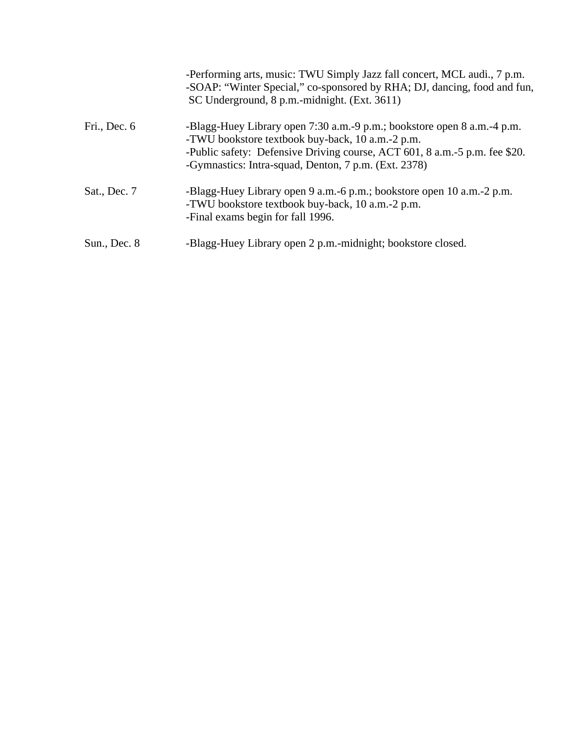| | |
|---|---|
| | -Performing arts, music: TWU Simply Jazz fall concert, MCL audi., 7 p.m.<br>-SOAP: “Winter Special,” co-sponsored by RHA; DJ, dancing, food and fun, SC Underground, 8 p.m.-midnight. (Ext. 3611) |
| Fri., Dec. 6 | -Blagg-Huey Library open 7:30 a.m.-9 p.m.; bookstore open 8 a.m.-4 p.m.<br>-TWU bookstore textbook buy-back, 10 a.m.-2 p.m.<br>-Public safety: Defensive Driving course, ACT 601, 8 a.m.-5 p.m. fee $20.<br>-Gymnastics: Intra-squad, Denton, 7 p.m. (Ext. 2378) |
| Sat., Dec. 7 | -Blagg-Huey Library open 9 a.m.-6 p.m.; bookstore open 10 a.m.-2 p.m.<br>-TWU bookstore textbook buy-back, 10 a.m.-2 p.m.<br>-Final exams begin for fall 1996. |
| Sun., Dec. 8 | -Blagg-Huey Library open 2 p.m.-midnight; bookstore closed. |